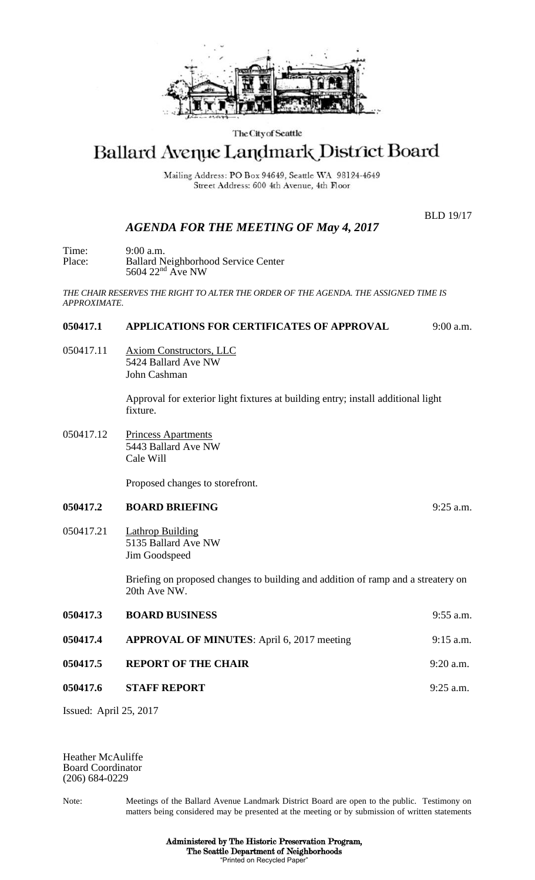The City of Seattle

# Ballard Avenue Landmark District Board

Mailing Address: PO Box 94649, Seattle WA 98124-4649
Street Address: 600 4th Avenue, 4th Floor

BLD 19/17

## *AGENDA FOR THE MEETING OF May 4, 2017*

Time: 9:00 a.m.
Place: Ballard Neighborhood Service Center
5604 22nd Ave NW

*THE CHAIR RESERVES THE RIGHT TO ALTER THE ORDER OF THE AGENDA. THE ASSIGNED TIME IS APPROXIMATE.*

**050417.1 APPLICATIONS FOR CERTIFICATES OF APPROVAL** 9:00 a.m.

050417.11 Axiom Constructors, LLC
5424 Ballard Ave NW
John Cashman

Approval for exterior light fixtures at building entry; install additional light fixture.

050417.12 Princess Apartments
5443 Ballard Ave NW
Cale Will

Proposed changes to storefront.

**050417.2 BOARD BRIEFING** 9:25 a.m.

050417.21 Lathrop Building
5135 Ballard Ave NW
Jim Goodspeed

Briefing on proposed changes to building and addition of ramp and a streatery on 20th Ave NW.

**050417.3 BOARD BUSINESS** 9:55 a.m.

**050417.4 APPROVAL OF MINUTES**: April 6, 2017 meeting 9:15 a.m.

**050417.5 REPORT OF THE CHAIR** 9:20 a.m.

**050417.6 STAFF REPORT** 9:25 a.m.

Issued: April 25, 2017

Heather McAuliffe
Board Coordinator
(206) 684-0229

Note: Meetings of the Ballard Avenue Landmark District Board are open to the public. Testimony on matters being considered may be presented at the meeting or by submission of written statements

**Administered by The Historic Preservation Program,**
**The Seattle Department of Neighborhoods**
"Printed on Recycled Paper"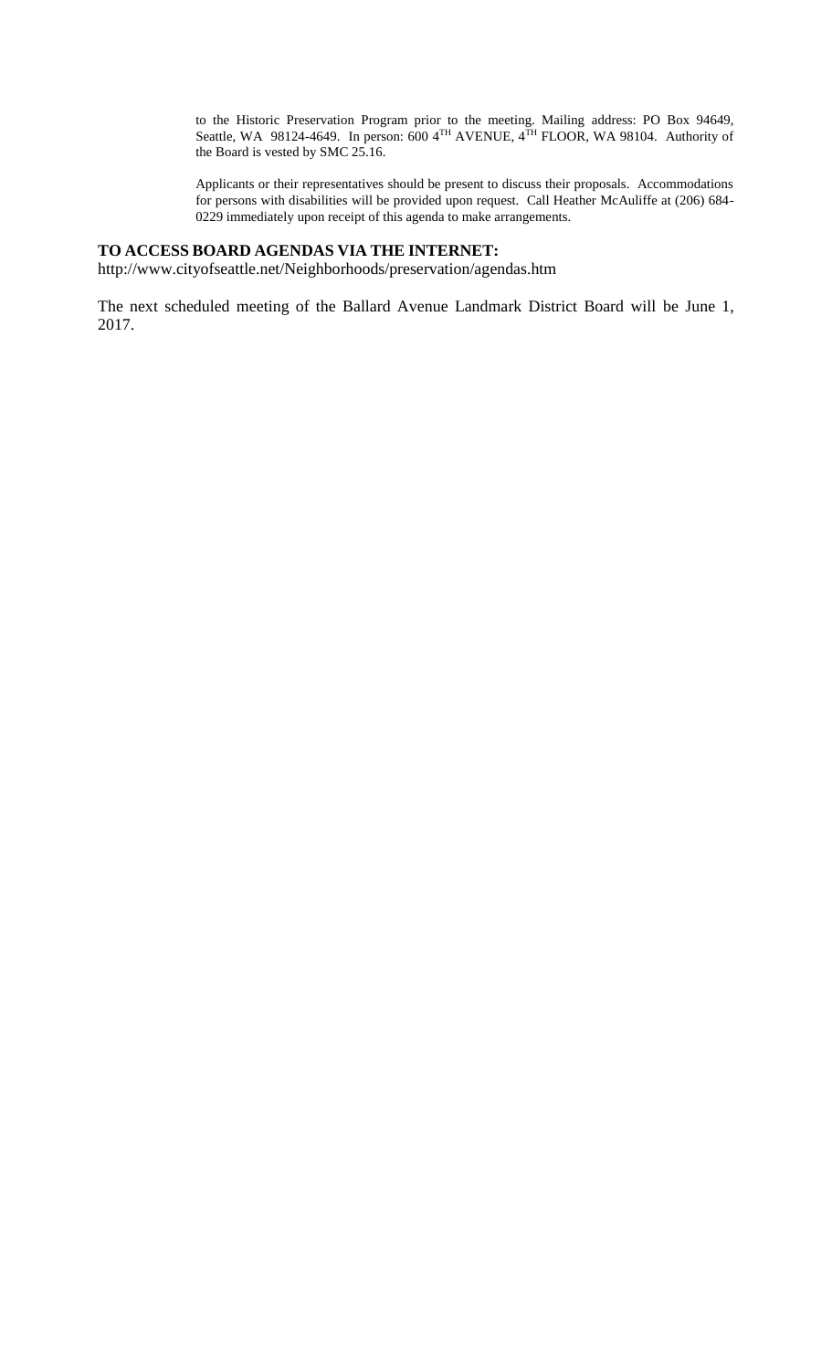to the Historic Preservation Program prior to the meeting. Mailing address: PO Box 94649, Seattle, WA 98124-4649. In person: 600 4TH AVENUE, 4TH FLOOR, WA 98104. Authority of the Board is vested by SMC 25.16.

Applicants or their representatives should be present to discuss their proposals. Accommodations for persons with disabilities will be provided upon request. Call Heather McAuliffe at (206) 684-0229 immediately upon receipt of this agenda to make arrangements.

**TO ACCESS BOARD AGENDAS VIA THE INTERNET:**

http://www.cityofseattle.net/Neighborhoods/preservation/agendas.htm

The next scheduled meeting of the Ballard Avenue Landmark District Board will be June 1, 2017.